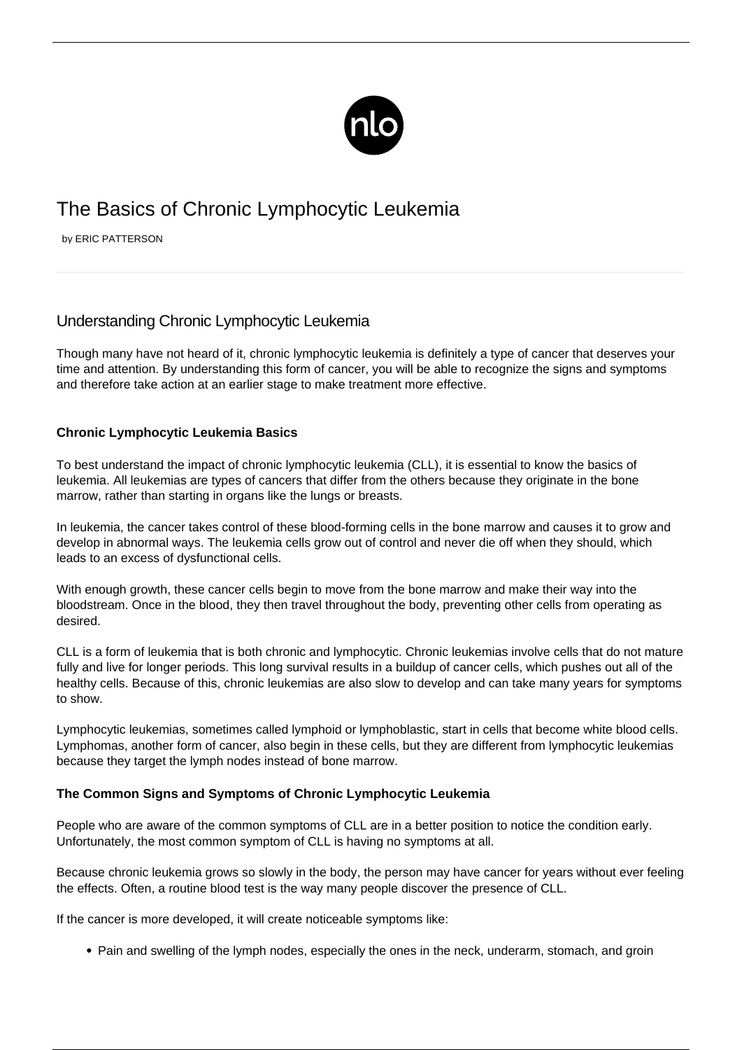# The Basics of Chronic Lymphocytic Leukemia

by ERIC PATTERSON

## Understanding Chronic Lymphocytic Leukemia

Though many have not heard of it, chronic lymphocytic leukemia is definitely a type of cancer that deserves your time and attention. By understanding this form of cancer, you will be able to recognize the signs and symptoms and therefore take action at an earlier stage to make treatment more effective.

### Chronic Lymphocytic Leukemia Basics

To best understand the impact of chronic lymphocytic leukemia (CLL), it is essential to know the basics of leukemia. All leukemias are types of cancers that differ from the others because they originate in the bone marrow, rather than starting in organs like the lungs or breasts.

In leukemia, the cancer takes control of these blood-forming cells in the bone marrow and causes it to grow and develop in abnormal ways. The leukemia cells grow out of control and never die off when they should, which leads to an excess of dysfunctional cells.

With enough growth, these cancer cells begin to move from the bone marrow and make their way into the bloodstream. Once in the blood, they then travel throughout the body, preventing other cells from operating as desired.

CLL is a form of leukemia that is both chronic and lymphocytic. Chronic leukemias involve cells that do not mature fully and live for longer periods. This long survival results in a buildup of cancer cells, which pushes out all of the healthy cells. Because of this, chronic leukemias are also slow to develop and can take many years for symptoms to show.

Lymphocytic leukemias, sometimes called lymphoid or lymphoblastic, start in cells that become white blood cells. Lymphomas, another form of cancer, also begin in these cells, but they are different from lymphocytic leukemias because they target the lymph nodes instead of bone marrow.

### The Common Signs and Symptoms of Chronic Lymphocytic Leukemia

People who are aware of the common symptoms of CLL are in a better position to notice the condition early. Unfortunately, the most common symptom of CLL is having no symptoms at all.

Because chronic leukemia grows so slowly in the body, the person may have cancer for years without ever feeling the effects. Often, a routine blood test is the way many people discover the presence of CLL.

If the cancer is more developed, it will create noticeable symptoms like:

- Pain and swelling of the lymph nodes, especially the ones in the neck, underarm, stomach, and groin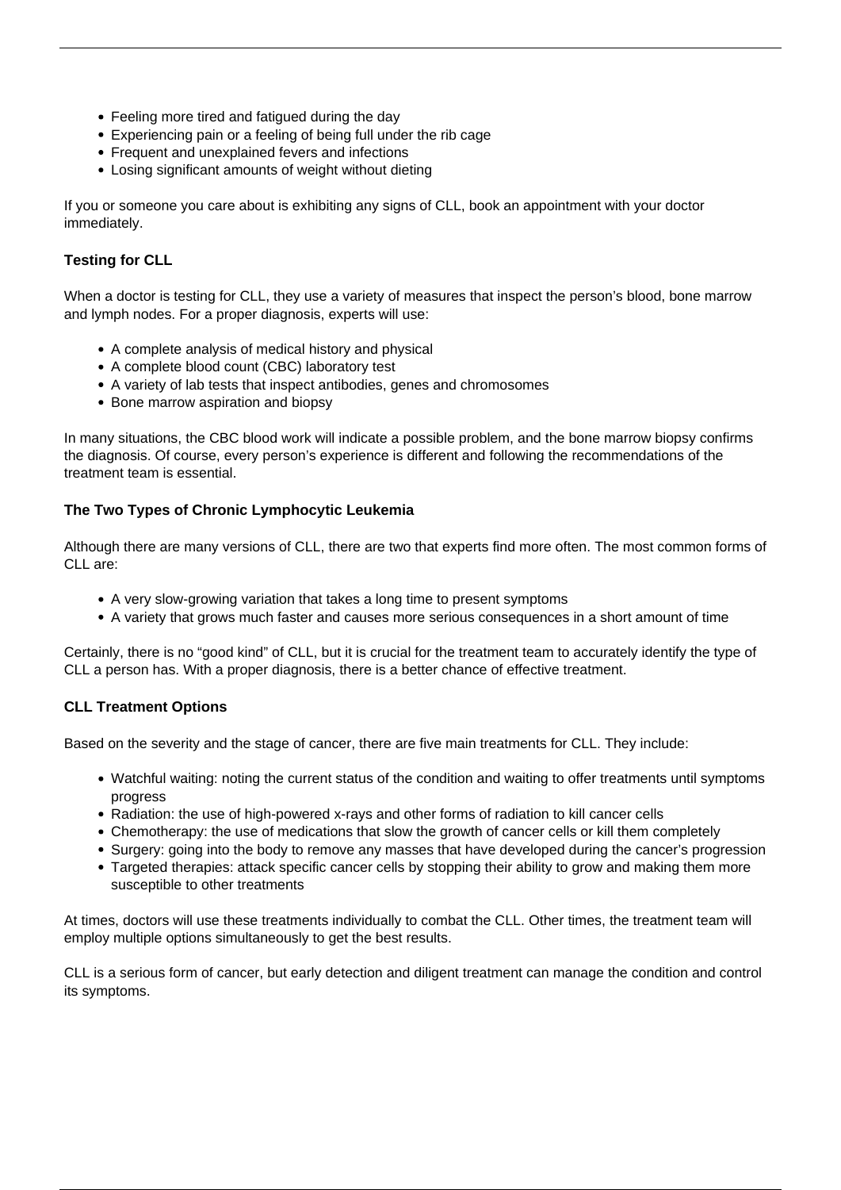- Feeling more tired and fatigued during the day
- Experiencing pain or a feeling of being full under the rib cage
- Frequent and unexplained fevers and infections
- Losing significant amounts of weight without dieting

If you or someone you care about is exhibiting any signs of CLL, book an appointment with your doctor immediately.

**Testing for CLL**

When a doctor is testing for CLL, they use a variety of measures that inspect the person's blood, bone marrow and lymph nodes. For a proper diagnosis, experts will use:

- A complete analysis of medical history and physical
- A complete blood count (CBC) laboratory test
- A variety of lab tests that inspect antibodies, genes and chromosomes
- Bone marrow aspiration and biopsy

In many situations, the CBC blood work will indicate a possible problem, and the bone marrow biopsy confirms the diagnosis. Of course, every person's experience is different and following the recommendations of the treatment team is essential.

**The Two Types of Chronic Lymphocytic Leukemia**

Although there are many versions of CLL, there are two that experts find more often. The most common forms of CLL are:

- A very slow-growing variation that takes a long time to present symptoms
- A variety that grows much faster and causes more serious consequences in a short amount of time

Certainly, there is no "good kind" of CLL, but it is crucial for the treatment team to accurately identify the type of CLL a person has. With a proper diagnosis, there is a better chance of effective treatment.

**CLL Treatment Options**

Based on the severity and the stage of cancer, there are five main treatments for CLL. They include:

- Watchful waiting: noting the current status of the condition and waiting to offer treatments until symptoms progress
- Radiation: the use of high-powered x-rays and other forms of radiation to kill cancer cells
- Chemotherapy: the use of medications that slow the growth of cancer cells or kill them completely
- Surgery: going into the body to remove any masses that have developed during the cancer's progression
- Targeted therapies: attack specific cancer cells by stopping their ability to grow and making them more susceptible to other treatments

At times, doctors will use these treatments individually to combat the CLL. Other times, the treatment team will employ multiple options simultaneously to get the best results.

CLL is a serious form of cancer, but early detection and diligent treatment can manage the condition and control its symptoms.